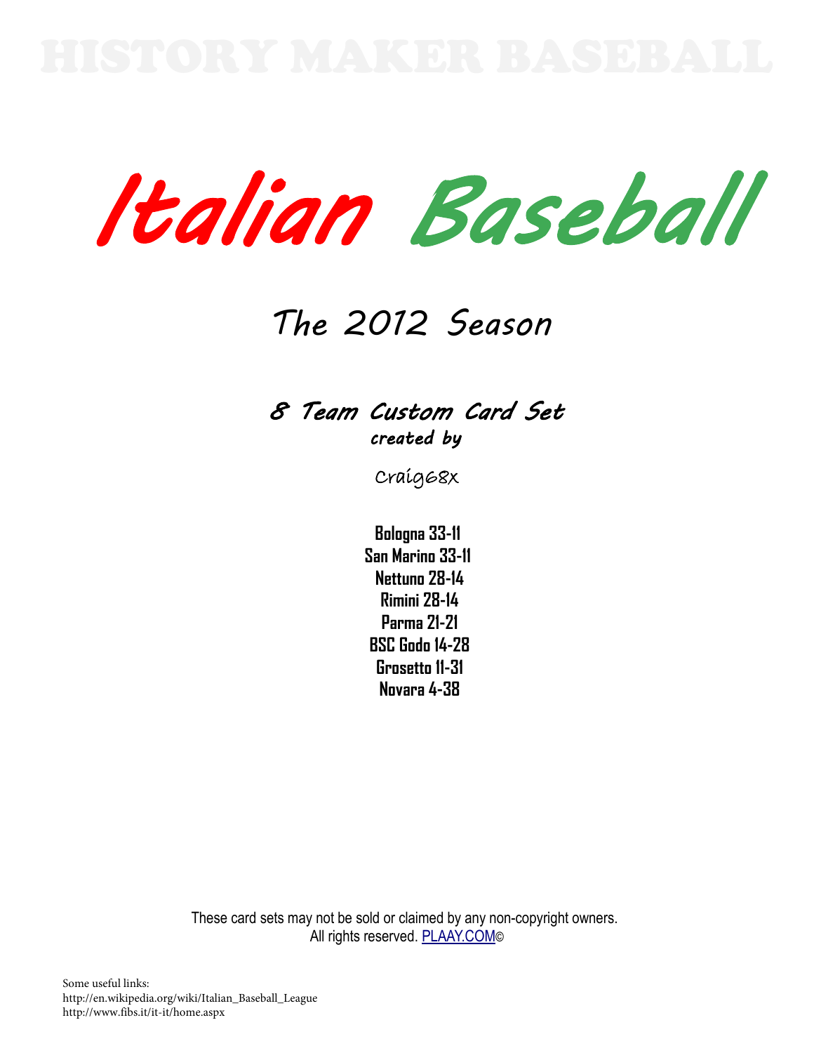HISTORY MAKER BASEBALL

# Italian Baseball

## The 2012 Season

### 8 Team Custom Card Set
**created by**

Craig68x

**Bologna 33-11**
**San Marino 33-11**
**Nettuno 28-14**
**Rimini 28-14**
**Parma 21-21**
**BSC Godo 14-28**
**Grosetto 11-31**
**Novara 4-38**

These card sets may not be sold or claimed by any non-copyright owners.
All rights reserved. PLAAY.COM©

Some useful links:
http://en.wikipedia.org/wiki/Italian_Baseball_League
http://www.fibs.it/it-it/home.aspx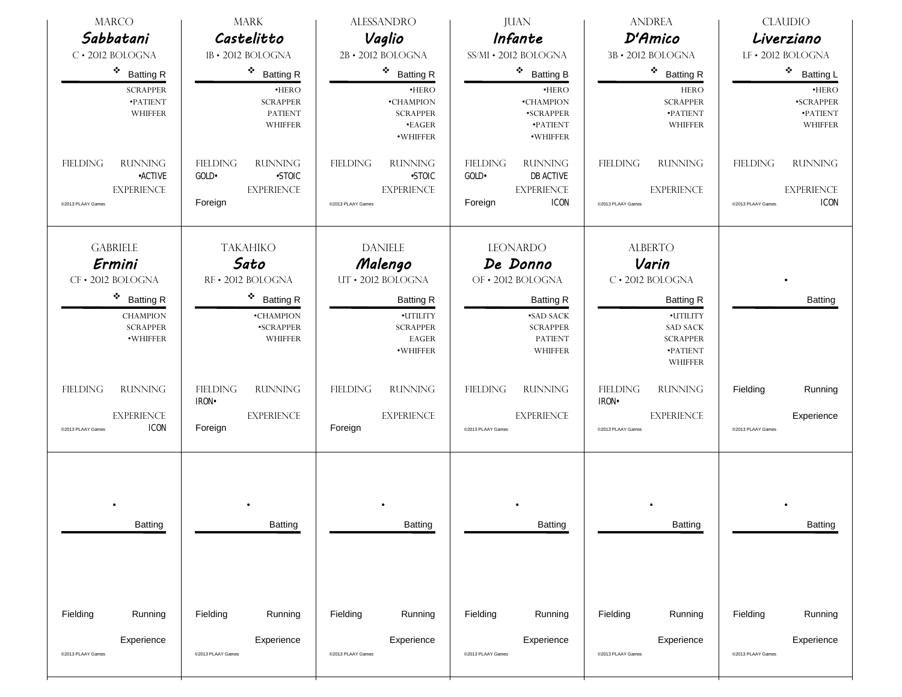## MARCO *Sabbatani*

C • 2012 BOLOGNA

❖ Batting R

SCRAPPER
•PATIENT
WHIFFER

FIELDING | RUNNING: •ACTIVE

EXPERIENCE

©2013 PLAAY Games

## MARK *Castelitto*

1B • 2012 BOLOGNA

❖ Batting R

•HERO
SCRAPPER
PATIENT
WHIFFER

FIELDING: GOLD• | RUNNING: •STOIC

EXPERIENCE

Foreign

## ALESSANDRO *Vaglio*

2B • 2012 BOLOGNA

❖ Batting R

•HERO
•CHAMPION
SCRAPPER
•EAGER
•WHIFFER

FIELDING | RUNNING: •STOIC

EXPERIENCE

©2013 PLAAY Games

## JUAN *Infante*

SS/MI • 2012 BOLOGNA

❖ Batting B

•HERO
•CHAMPION
•SCRAPPER
•PATIENT
•WHIFFER

FIELDING: GOLD• | RUNNING: DB ACTIVE

EXPERIENCE: ICON

Foreign

## ANDREA *D'Amico*

3B • 2012 BOLOGNA

❖ Batting R

HERO
SCRAPPER
•PATIENT
WHIFFER

FIELDING | RUNNING

EXPERIENCE

©2013 PLAAY Games

## CLAUDIO *Liverziano*

LF • 2012 BOLOGNA

❖ Batting L

•HERO
•SCRAPPER
•PATIENT
WHIFFER

FIELDING | RUNNING

EXPERIENCE: ICON

©2013 PLAAY Games

## GABRIELE *Ermini*

CF • 2012 BOLOGNA

❖ Batting R

CHAMPION
SCRAPPER
•WHIFFER

FIELDING | RUNNING

EXPERIENCE: ICON

©2013 PLAAY Games

## TAKAHIKO *Sato*

RF • 2012 BOLOGNA

❖ Batting R

•CHAMPION
•SCRAPPER
WHIFFER

FIELDING: IRON• | RUNNING

EXPERIENCE

Foreign

## DANIELE *Malengo*

UT • 2012 BOLOGNA

Batting R

•UTILITY
SCRAPPER
EAGER
•WHIFFER

FIELDING | RUNNING

EXPERIENCE

Foreign

## LEONARDO *De Donno*

OF • 2012 BOLOGNA

Batting R

•SAD SACK
SCRAPPER
PATIENT
WHIFFER

FIELDING | RUNNING

EXPERIENCE

©2013 PLAAY Games

## ALBERTO *Varin*

C • 2012 BOLOGNA

Batting R

•UTILITY
SAD SACK
SCRAPPER
•PATIENT
WHIFFER

FIELDING: IRON• | RUNNING

EXPERIENCE

©2013 PLAAY Games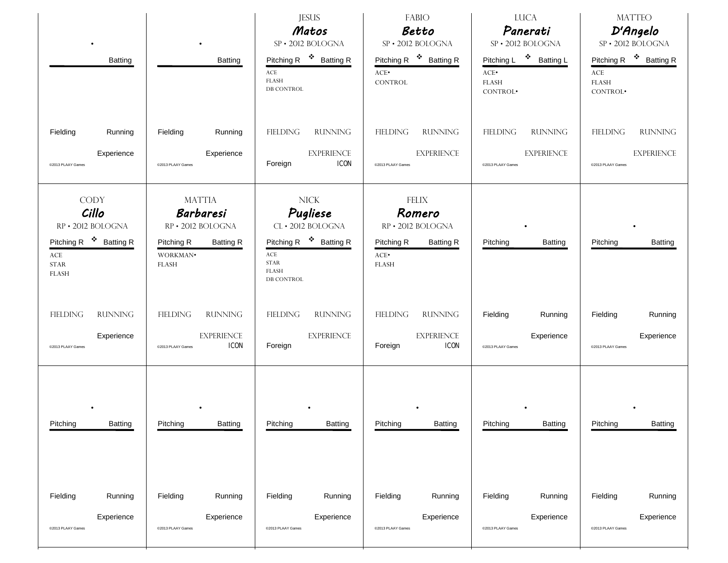•

Batting

Fielding Running

Experience

©2013 PLAAY Games

•

Batting

Fielding Running

Experience

©2013 PLAAY Games

JESUS
## Matos
SP • 2012 BOLOGNA

Pitching R ❖ Batting R

ACE
FLASH
DB CONTROL

FIELDING RUNNING

EXPERIENCE

Foreign ICON

FABIO
## Betto
SP • 2012 BOLOGNA

Pitching R ❖ Batting R

ACE•
CONTROL

FIELDING RUNNING

EXPERIENCE

©2013 PLAAY Games

LUCA
## Panerati
SP • 2012 BOLOGNA

Pitching L ❖ Batting L

ACE•
FLASH
CONTROL•

FIELDING RUNNING

EXPERIENCE

©2013 PLAAY Games

MATTEO
## D'Angelo
SP • 2012 BOLOGNA

Pitching R ❖ Batting R

ACE
FLASH
CONTROL•

FIELDING RUNNING

EXPERIENCE

©2013 PLAAY Games

CODY
## Cillo
RP • 2012 BOLOGNA

Pitching R ❖ Batting R

ACE
STAR
FLASH

FIELDING RUNNING

Experience

©2013 PLAAY Games

MATTIA
## Barbaresi
RP • 2012 BOLOGNA

Pitching R Batting R

WORKMAN•
FLASH

FIELDING RUNNING

EXPERIENCE

©2013 PLAAY Games ICON

NICK
## Pugliese
CL • 2012 BOLOGNA

Pitching R ❖ Batting R

ACE
STAR
FLASH
DB CONTROL

FIELDING RUNNING

EXPERIENCE

Foreign

FELIX
## Romero
RP • 2012 BOLOGNA

Pitching R Batting R

ACE•
FLASH

FIELDING RUNNING

EXPERIENCE

Foreign ICON

•

Pitching Batting

Fielding Running

Experience

©2013 PLAAY Games

•

Pitching Batting

Fielding Running

Experience

©2013 PLAAY Games

•

Pitching Batting

Fielding Running

Experience

©2013 PLAAY Games

•

Pitching Batting

Fielding Running

Experience

©2013 PLAAY Games

•

Pitching Batting

Fielding Running

Experience

©2013 PLAAY Games

•

Pitching Batting

Fielding Running

Experience

©2013 PLAAY Games

•

Pitching Batting

Fielding Running

Experience

©2013 PLAAY Games

•

Pitching Batting

Fielding Running

Experience

©2013 PLAAY Games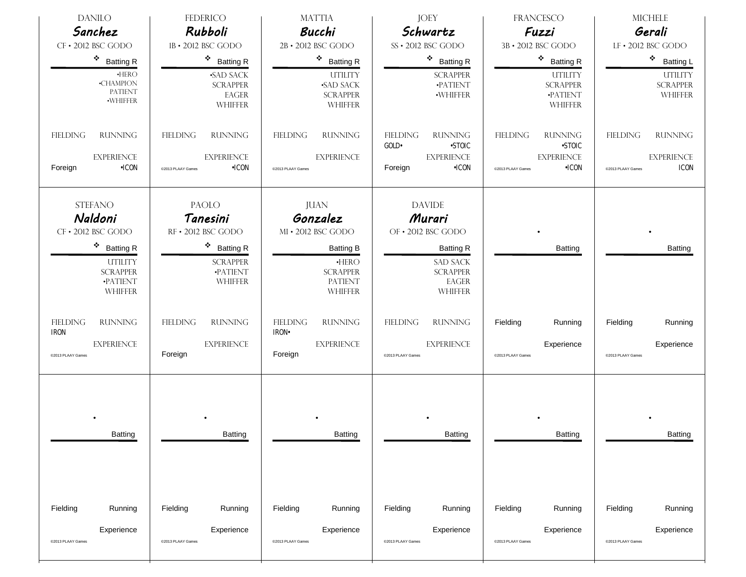## Danilo *Sanchez*

CF • 2012 BSC Godo

❖ Batting R

- •Hero
- •Champion
- Patient
- •Whiffer

Fielding

Running

Experience: •ICON

Foreign

## Federico *Rubboli*

1B • 2012 BSC Godo

❖ Batting R

- •Sad Sack
- Scrapper
- Eager
- Whiffer

Fielding

Running

Experience: •ICON

©2013 PLAAY Games

## Mattia *Bucchi*

2B • 2012 BSC Godo

❖ Batting R

- Utility
- •Sad Sack
- Scrapper
- Whiffer

Fielding

Running

Experience

©2013 PLAAY Games

## Joey *Schwartz*

SS • 2012 BSC Godo

❖ Batting R

- Scrapper
- •Patient
- •Whiffer

Fielding: GOLD•

Running: •STOIC

Experience: •ICON

Foreign

## Francesco *Fuzzi*

3B • 2012 BSC Godo

❖ Batting R

- Utility
- Scrapper
- •Patient
- Whiffer

Fielding

Running: •STOIC

Experience: •ICON

©2013 PLAAY Games

## Michele *Gerali*

LF • 2012 BSC Godo

❖ Batting L

- Utility
- Scrapper
- Whiffer

Fielding

Running

Experience: ICON

©2013 PLAAY Games

## Stefano *Naldoni*

CF • 2012 BSC Godo

❖ Batting R

- Utility
- Scrapper
- •Patient
- Whiffer

Fielding: IRON

Running

Experience

©2013 PLAAY Games

## Paolo *Tanesini*

RF • 2012 BSC Godo

❖ Batting R

- Scrapper
- •Patient
- Whiffer

Fielding

Running

Experience

Foreign

## Juan *Gonzalez*

MI • 2012 BSC Godo

Batting B

- •Hero
- Scrapper
- Patient
- Whiffer

Fielding: IRON•

Running

Experience

Foreign

## Davide *Murari*

OF • 2012 BSC Godo

Batting R

- Sad Sack
- Scrapper
- Eager
- Whiffer

Fielding

Running

Experience

©2013 PLAAY Games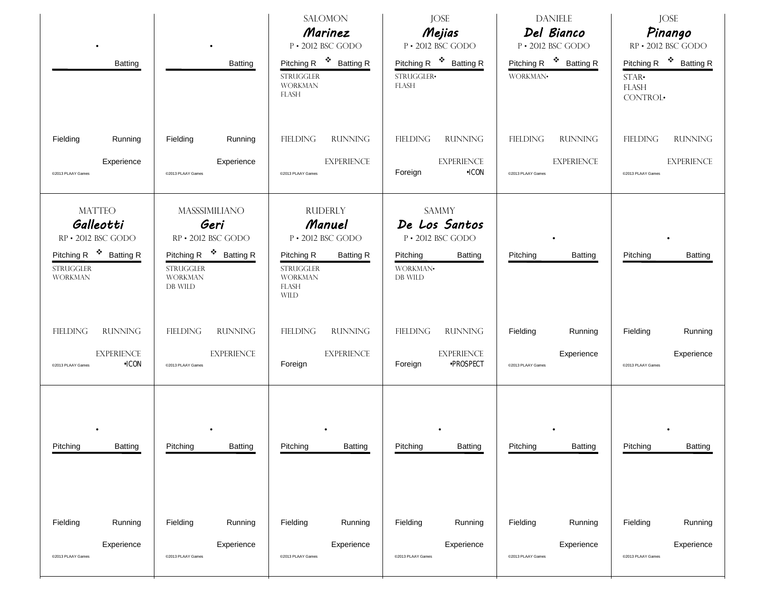•

Batting

Fielding Running

Experience

©2013 PLAAY Games

---

•

Batting

Fielding Running

Experience

©2013 PLAAY Games

---

SALOMON
## *Marinez*
P • 2012 BSC GODO

Pitching R ❖ Batting R

STRUGGLER
WORKMAN
FLASH

FIELDING RUNNING

EXPERIENCE

©2013 PLAAY Games

---

JOSE
## *Mejias*
P • 2012 BSC GODO

Pitching R ❖ Batting R

STRUGGLER•
FLASH

FIELDING RUNNING

EXPERIENCE

Foreign •ICON

---

DANIELE
## *Del Bianco*
P • 2012 BSC GODO

Pitching R ❖ Batting R

WORKMAN•

FIELDING RUNNING

EXPERIENCE

©2013 PLAAY Games

---

JOSE
## *Pinango*
RP • 2012 BSC GODO

Pitching R ❖ Batting R

STAR•
FLASH
CONTROL•

FIELDING RUNNING

EXPERIENCE

©2013 PLAAY Games

---

MATTEO
## *Galleotti*
RP • 2012 BSC GODO

Pitching R ❖ Batting R

STRUGGLER
WORKMAN

FIELDING RUNNING

EXPERIENCE

©2013 PLAAY Games •ICON

---

MASSSIMILIANO
## *Geri*
RP • 2012 BSC GODO

Pitching R ❖ Batting R

STRUGGLER
WORKMAN
DB WILD

FIELDING RUNNING

EXPERIENCE

©2013 PLAAY Games

---

RUDERLY
## *Manuel*
P • 2012 BSC GODO

Pitching R Batting R

STRUGGLER
WORKMAN
FLASH
WILD

FIELDING RUNNING

EXPERIENCE

Foreign

---

SAMMY
## *De Los Santos*
P • 2012 BSC GODO

Pitching Batting

WORKMAN•
DB WILD

FIELDING RUNNING

EXPERIENCE

Foreign •PROSPECT

---

•

Pitching Batting

Fielding Running

Experience

©2013 PLAAY Games

---

•

Pitching Batting

Fielding Running

Experience

©2013 PLAAY Games

---

•

Pitching Batting

Fielding Running

Experience

©2013 PLAAY Games

---

•

Pitching Batting

Fielding Running

Experience

©2013 PLAAY Games

---

•

Pitching Batting

Fielding Running

Experience

©2013 PLAAY Games

---

•

Pitching Batting

Fielding Running

Experience

©2013 PLAAY Games

---

•

Pitching Batting

Fielding Running

Experience

©2013 PLAAY Games

---

•

Pitching Batting

Fielding Running

Experience

©2013 PLAAY Games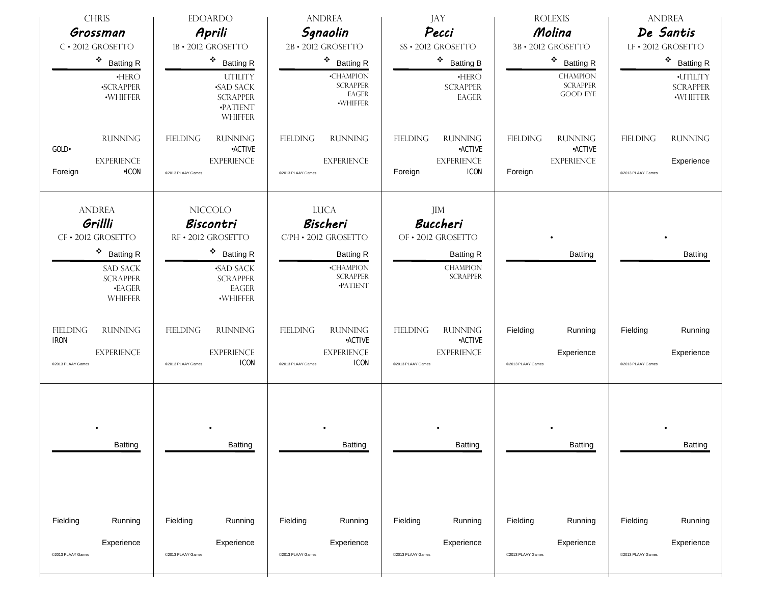## Chris Grossman
C • 2012 Grosetto

❖ Batting R

- •Hero
- •Scrapper
- •Whiffer

Running

Gold•

Experience

Foreign •Icon

---

## Edoardo Aprili
1B • 2012 Grosetto

❖ Batting R

- Utility
- •Sad Sack
- Scrapper
- •Patient
- Whiffer

Fielding Running

•Active

Experience

©2013 PLAAY Games

---

## Andrea Sgnaolin
2B • 2012 Grosetto

❖ Batting R

- •Champion
- Scrapper
- Eager
- •Whiffer

Fielding Running

Experience

©2013 PLAAY Games

---

## Jay Pecci
SS • 2012 Grosetto

❖ Batting B

- •Hero
- Scrapper
- Eager

Fielding Running

•Active

Experience

Foreign Icon

---

## Rolexis Molina
3B • 2012 Grosetto

❖ Batting R

- Champion
- Scrapper
- Good Eye

Fielding Running

•Active

Experience

Foreign

---

## Andrea De Santis
LF • 2012 Grosetto

❖ Batting R

- •Utility
- Scrapper
- •Whiffer

Fielding Running

Experience

©2013 PLAAY Games

---

## Andrea Grillli
CF • 2012 Grosetto

❖ Batting R

- Sad Sack
- Scrapper
- •Eager
- Whiffer

Fielding Running

Iron

Experience

©2013 PLAAY Games

---

## Niccolo Biscontri
RF • 2012 Grosetto

❖ Batting R

- •Sad Sack
- Scrapper
- Eager
- •Whiffer

Fielding Running

Experience

©2013 PLAAY Games Icon

---

## Luca Bischeri
C/PH • 2012 Grosetto

Batting R

- •Champion
- Scrapper
- •Patient

Fielding Running

•Active

Experience

©2013 PLAAY Games Icon

---

## Jim Buccheri
OF • 2012 Grosetto

Batting R

- Champion
- Scrapper

Fielding Running

•Active

Experience

©2013 PLAAY Games

---

•

Batting

Fielding Running

Experience

©2013 PLAAY Games

---

•

Batting

Fielding Running

Experience

©2013 PLAAY Games

---

•

Batting

Fielding Running

Experience

©2013 PLAAY Games

---

•

Batting

Fielding Running

Experience

©2013 PLAAY Games

---

•

Batting

Fielding Running

Experience

©2013 PLAAY Games

---

•

Batting

Fielding Running

Experience

©2013 PLAAY Games

---

•

Batting

Fielding Running

Experience

©2013 PLAAY Games

---

•

Batting

Fielding Running

Experience

©2013 PLAAY Games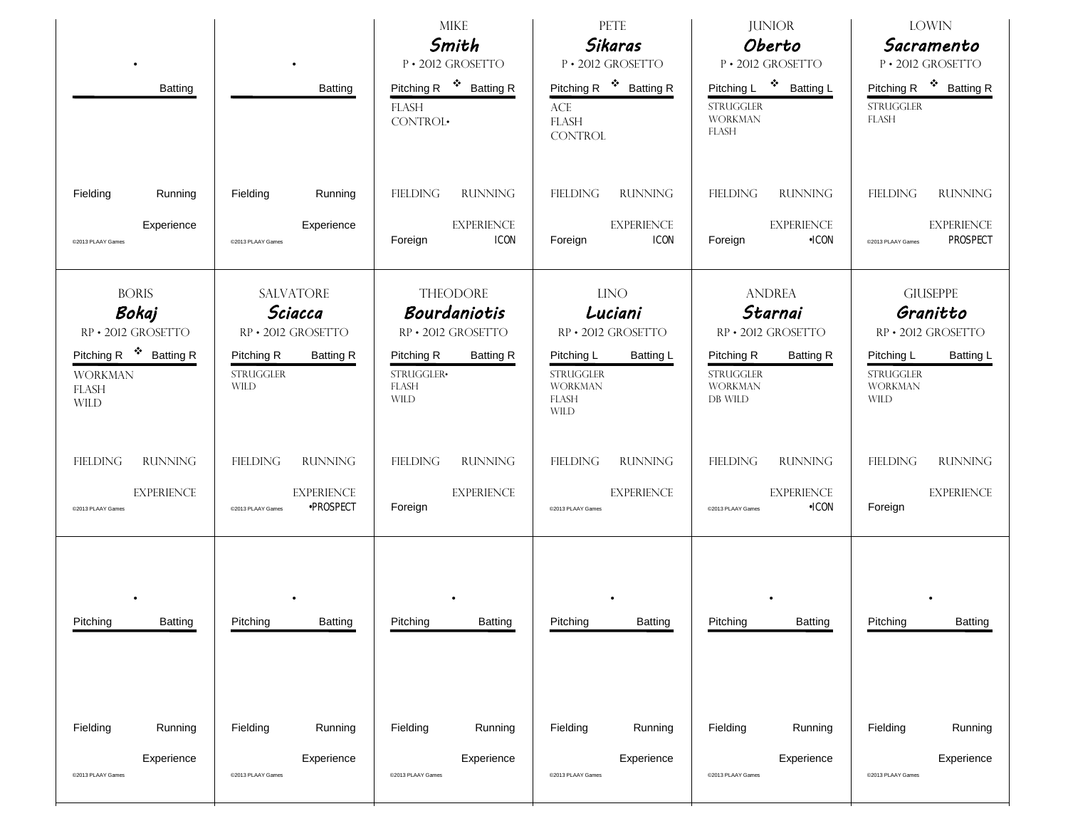| | | | | | |
|---|---|---|---|---|---|
| • | • | MIKE **Smith** P • 2012 GROSETTO | PETE **Sikaras** P • 2012 GROSETTO | JUNIOR **Oberto** P • 2012 GROSETTO | LOWIN **Sacramento** P • 2012 GROSETTO |
| Batting | Batting | Pitching R ❖ Batting R | Pitching R ❖ Batting R | Pitching L ❖ Batting L | Pitching R ❖ Batting R |
| | | FLASH<br>CONTROL• | ACE<br>FLASH<br>CONTROL | STRUGGLER<br>WORKMAN<br>FLASH | STRUGGLER<br>FLASH |
| Fielding Running | Fielding Running | FIELDING RUNNING | FIELDING RUNNING | FIELDING RUNNING | FIELDING RUNNING |
| Experience | Experience | EXPERIENCE | EXPERIENCE | EXPERIENCE | EXPERIENCE |
| ©2013 PLAAY Games | ©2013 PLAAY Games | Foreign ICON | Foreign ICON | Foreign •ICON | ©2013 PLAAY Games PROSPECT |

| | | | | | |
|---|---|---|---|---|---|
| BORIS **Bokaj** RP • 2012 GROSETTO | SALVATORE **Sciacca** RP • 2012 GROSETTO | THEODORE **Bourdaniotis** RP • 2012 GROSETTO | LINO **Luciani** RP • 2012 GROSETTO | ANDREA **Starnai** RP • 2012 GROSETTO | GIUSEPPE **Granitto** RP • 2012 GROSETTO |
| Pitching R ❖ Batting R | Pitching R Batting R | Pitching R Batting R | Pitching L Batting L | Pitching R Batting R | Pitching L Batting L |
| WORKMAN<br>FLASH<br>WILD | STRUGGLER<br>WILD | STRUGGLER•<br>FLASH<br>WILD | STRUGGLER<br>WORKMAN<br>FLASH<br>WILD | STRUGGLER<br>WORKMAN<br>DB WILD | STRUGGLER<br>WORKMAN<br>WILD |
| FIELDING RUNNING | FIELDING RUNNING | FIELDING RUNNING | FIELDING RUNNING | FIELDING RUNNING | FIELDING RUNNING |
| EXPERIENCE | EXPERIENCE | EXPERIENCE | EXPERIENCE | EXPERIENCE | EXPERIENCE |
| ©2013 PLAAY Games | ©2013 PLAAY Games •PROSPECT | Foreign | ©2013 PLAAY Games | ©2013 PLAAY Games •ICON | Foreign |

| | | | | | |
|---|---|---|---|---|---|
| • | • | • | • | • | • |
| Pitching Batting | Pitching Batting | Pitching Batting | Pitching Batting | Pitching Batting | Pitching Batting |
| Fielding Running | Fielding Running | Fielding Running | Fielding Running | Fielding Running | Fielding Running |
| Experience | Experience | Experience | Experience | Experience | Experience |
| ©2013 PLAAY Games | ©2013 PLAAY Games | ©2013 PLAAY Games | ©2013 PLAAY Games | ©2013 PLAAY Games | ©2013 PLAAY Games |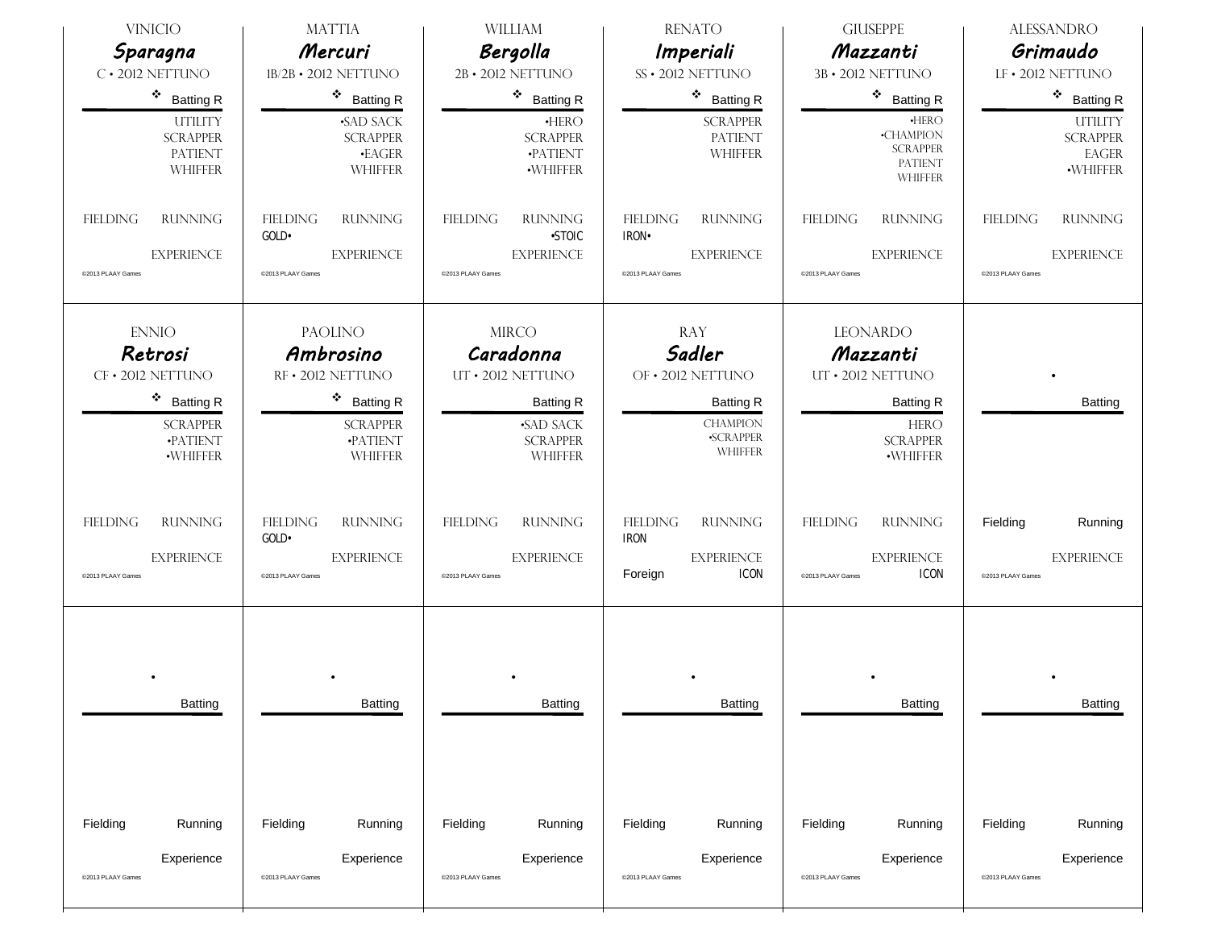VINICIO
**Sparagna**
C • 2012 NETTUNO

❖ Batting R

UTILITY
SCRAPPER
PATIENT
WHIFFER

FIELDING RUNNING

EXPERIENCE

©2013 PLAAY Games

---

MATTIA
**Mercuri**
1B/2B • 2012 NETTUNO

❖ Batting R

•SAD SACK
SCRAPPER
•EAGER
WHIFFER

FIELDING RUNNING
GOLD•

EXPERIENCE

©2013 PLAAY Games

---

WILLIAM
**Bergolla**
2B • 2012 NETTUNO

❖ Batting R

•HERO
SCRAPPER
•PATIENT
•WHIFFER

FIELDING RUNNING
•STOIC

EXPERIENCE

©2013 PLAAY Games

---

RENATO
**Imperiali**
SS • 2012 NETTUNO

❖ Batting R

SCRAPPER
PATIENT
WHIFFER

FIELDING RUNNING
IRON•

EXPERIENCE

©2013 PLAAY Games

---

GIUSEPPE
**Mazzanti**
3B • 2012 NETTUNO

❖ Batting R

•HERO
•CHAMPION
SCRAPPER
PATIENT
WHIFFER

FIELDING RUNNING

EXPERIENCE

©2013 PLAAY Games

---

ALESSANDRO
**Grimaudo**
LF • 2012 NETTUNO

❖ Batting R

UTILITY
SCRAPPER
EAGER
•WHIFFER

FIELDING RUNNING

EXPERIENCE

©2013 PLAAY Games

---

ENNIO
**Retrosi**
CF • 2012 NETTUNO

❖ Batting R

SCRAPPER
•PATIENT
•WHIFFER

FIELDING RUNNING

EXPERIENCE

©2013 PLAAY Games

---

PAOLINO
**Ambrosino**
RF • 2012 NETTUNO

❖ Batting R

SCRAPPER
•PATIENT
WHIFFER

FIELDING RUNNING
GOLD•

EXPERIENCE

©2013 PLAAY Games

---

MIRCO
**Caradonna**
UT • 2012 NETTUNO

Batting R

•SAD SACK
SCRAPPER
WHIFFER

FIELDING RUNNING

EXPERIENCE

©2013 PLAAY Games

---

RAY
**Sadler**
OF • 2012 NETTUNO

Batting R

CHAMPION
•SCRAPPER
WHIFFER

FIELDING RUNNING
IRON

EXPERIENCE
Foreign ICON

---

LEONARDO
**Mazzanti**
UT • 2012 NETTUNO

Batting R

HERO
SCRAPPER
•WHIFFER

FIELDING RUNNING

EXPERIENCE
©2013 PLAAY Games ICON

---

•

Batting

Fielding Running

EXPERIENCE

©2013 PLAAY Games

---

•

Batting

Fielding Running

Experience

©2013 PLAAY Games

---

•

Batting

Fielding Running

Experience

©2013 PLAAY Games

---

•

Batting

Fielding Running

Experience

©2013 PLAAY Games

---

•

Batting

Fielding Running

Experience

©2013 PLAAY Games

---

•

Batting

Fielding Running

Experience

©2013 PLAAY Games

---

•

Batting

Fielding Running

Experience

©2013 PLAAY Games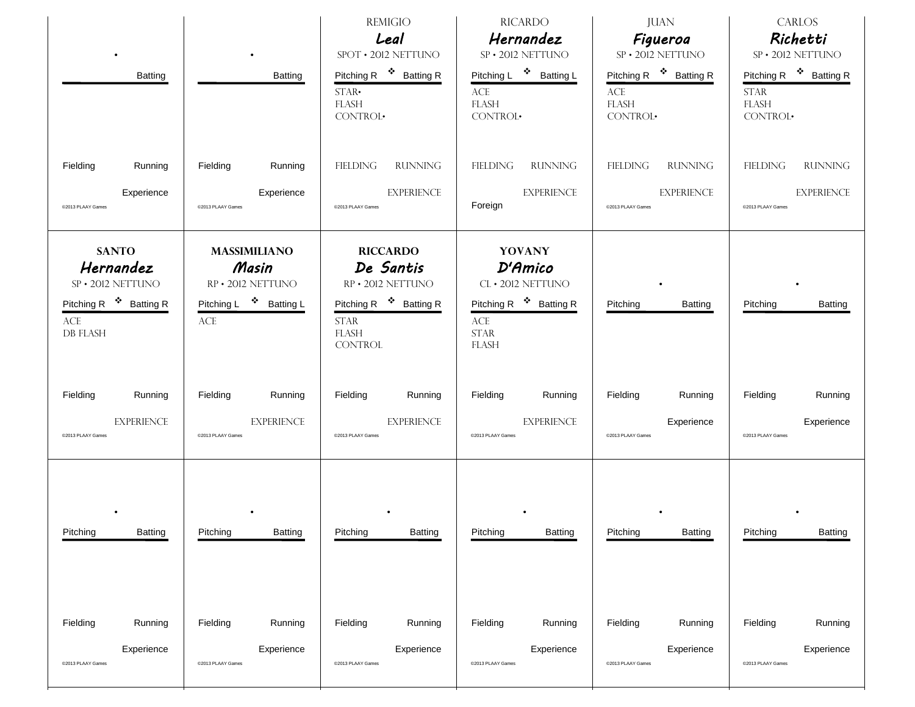•

Batting

Fielding Running

Experience

©2013 PLAAY Games

•

Batting

Fielding Running

Experience

©2013 PLAAY Games

REMIGIO
**Leal**
SPOT • 2012 NETTUNO

Pitching R ❖ Batting R

STAR•
FLASH
CONTROL•

FIELDING RUNNING

EXPERIENCE

©2013 PLAAY Games

RICARDO
**Hernandez**
SP • 2012 NETTUNO

Pitching L ❖ Batting L

ACE
FLASH
CONTROL•

FIELDING RUNNING

EXPERIENCE

Foreign

JUAN
**Figueroa**
SP • 2012 NETTUNO

Pitching R ❖ Batting R

ACE
FLASH
CONTROL•

FIELDING RUNNING

EXPERIENCE

©2013 PLAAY Games

CARLOS
**Richetti**
SP • 2012 NETTUNO

Pitching R ❖ Batting R

STAR
FLASH
CONTROL•

FIELDING RUNNING

EXPERIENCE

©2013 PLAAY Games

**SANTO**
**Hernandez**
SP • 2012 NETTUNO

Pitching R ❖ Batting R

ACE
DB FLASH

Fielding Running

EXPERIENCE

©2013 PLAAY Games

**MASSIMILIANO**
**Masin**
RP • 2012 NETTUNO

Pitching L ❖ Batting L

ACE

Fielding Running

EXPERIENCE

©2013 PLAAY Games

**RICCARDO**
**De Santis**
RP • 2012 NETTUNO

Pitching R ❖ Batting R

STAR
FLASH
CONTROL

Fielding Running

EXPERIENCE

©2013 PLAAY Games

**YOVANY**
**D'Amico**
CL • 2012 NETTUNO

Pitching R ❖ Batting R

ACE
STAR
FLASH

Fielding Running

EXPERIENCE

©2013 PLAAY Games

•

Pitching Batting

Fielding Running

Experience

©2013 PLAAY Games

•

Pitching Batting

Fielding Running

Experience

©2013 PLAAY Games

•

Pitching Batting

Fielding Running

Experience

©2013 PLAAY Games

•

Pitching Batting

Fielding Running

Experience

©2013 PLAAY Games

•

Pitching Batting

Fielding Running

Experience

©2013 PLAAY Games

•

Pitching Batting

Fielding Running

Experience

©2013 PLAAY Games

•

Pitching Batting

Fielding Running

Experience

©2013 PLAAY Games

•

Pitching Batting

Fielding Running

Experience

©2013 PLAAY Games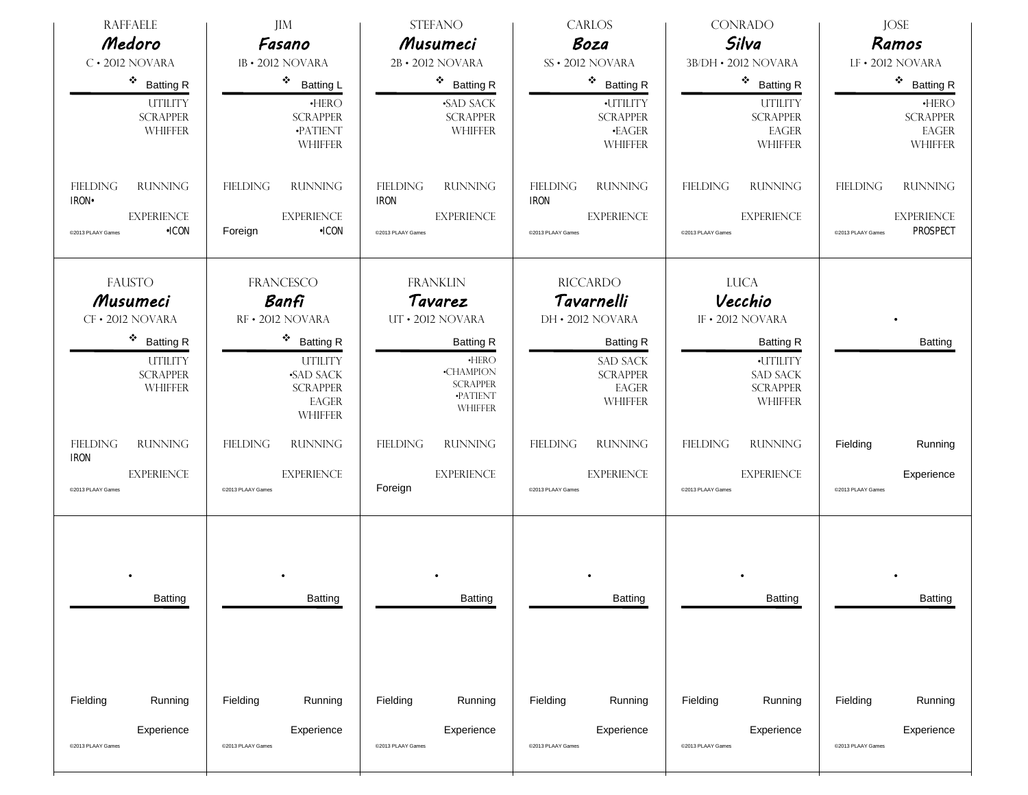RAFFAELE
***Medoro***
C • 2012 NOVARA

❖ Batting R

UTILITY
SCRAPPER
WHIFFER

FIELDING RUNNING
IRON•

EXPERIENCE
•ICON

©2013 PLAAY Games

---

JIM
***Fasano***
1B • 2012 NOVARA

❖ Batting L

•HERO
SCRAPPER
•PATIENT
WHIFFER

FIELDING RUNNING

EXPERIENCE
Foreign •ICON

---

STEFANO
***Musumeci***
2B • 2012 NOVARA

❖ Batting R

•SAD SACK
SCRAPPER
WHIFFER

FIELDING RUNNING
IRON

EXPERIENCE

©2013 PLAAY Games

---

CARLOS
***Boza***
SS • 2012 NOVARA

❖ Batting R

•UTILITY
SCRAPPER
•EAGER
WHIFFER

FIELDING RUNNING
IRON

EXPERIENCE

©2013 PLAAY Games

---

CONRADO
***Silva***
3B/DH • 2012 NOVARA

❖ Batting R

UTILITY
SCRAPPER
EAGER
WHIFFER

FIELDING RUNNING

EXPERIENCE

©2013 PLAAY Games

---

JOSE
***Ramos***
LF • 2012 NOVARA

❖ Batting R

•HERO
SCRAPPER
EAGER
WHIFFER

FIELDING RUNNING

EXPERIENCE
PROSPECT

©2013 PLAAY Games

---

FAUSTO
***Musumeci***
CF • 2012 NOVARA

❖ Batting R

UTILITY
SCRAPPER
WHIFFER

FIELDING RUNNING
IRON

EXPERIENCE

©2013 PLAAY Games

---

FRANCESCO
***Banfi***
RF • 2012 NOVARA

❖ Batting R

UTILITY
•SAD SACK
SCRAPPER
EAGER
WHIFFER

FIELDING RUNNING

EXPERIENCE

©2013 PLAAY Games

---

FRANKLIN
***Tavarez***
UT • 2012 NOVARA

Batting R

•HERO
•CHAMPION
SCRAPPER
•PATIENT
WHIFFER

FIELDING RUNNING

EXPERIENCE
Foreign

---

RICCARDO
***Tavarnelli***
DH • 2012 NOVARA

Batting R

SAD SACK
SCRAPPER
EAGER
WHIFFER

FIELDING RUNNING

EXPERIENCE

©2013 PLAAY Games

---

LUCA
***Vecchio***
IF • 2012 NOVARA

Batting R

•UTILITY
SAD SACK
SCRAPPER
WHIFFER

FIELDING RUNNING

EXPERIENCE

©2013 PLAAY Games

---

•

Batting

Fielding Running

Experience

©2013 PLAAY Games

---

•

Batting

Fielding Running

Experience

©2013 PLAAY Games

---

•

Batting

Fielding Running

Experience

©2013 PLAAY Games

---

•

Batting

Fielding Running

Experience

©2013 PLAAY Games

---

•

Batting

Fielding Running

Experience

©2013 PLAAY Games

---

•

Batting

Fielding Running

Experience

©2013 PLAAY Games

---

•

Batting

Fielding Running

Experience

©2013 PLAAY Games

---

•

Batting

Fielding Running

Experience

©2013 PLAAY Games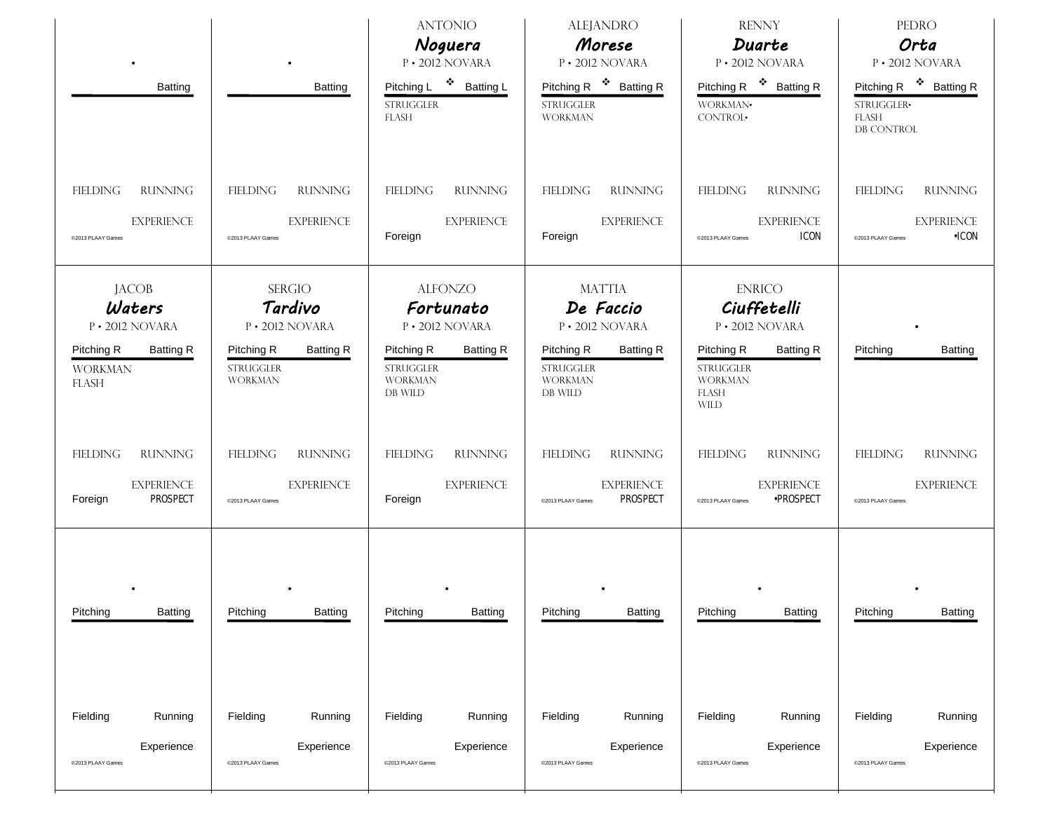•

Batting

Fielding Running

Experience

©2013 PLAAY Games

---

•

Batting

Fielding Running

Experience

©2013 PLAAY Games

---

ANTONIO
**Noguera**
P • 2012 NOVARA

Pitching L ❖ Batting L

STRUGGLER
FLASH

FIELDING RUNNING

EXPERIENCE

Foreign

---

ALEJANDRO
**Morese**
P • 2012 NOVARA

Pitching R ❖ Batting R

STRUGGLER
WORKMAN

FIELDING RUNNING

EXPERIENCE

Foreign

---

RENNY
**Duarte**
P • 2012 NOVARA

Pitching R ❖ Batting R

WORKMAN•
CONTROL•

FIELDING RUNNING

EXPERIENCE
ICON

©2013 PLAAY Games

---

PEDRO
**Orta**
P • 2012 NOVARA

Pitching R ❖ Batting R

STRUGGLER•
FLASH
DB CONTROL

FIELDING RUNNING

EXPERIENCE
•ICON

©2013 PLAAY Games

---

JACOB
**Waters**
P • 2012 NOVARA

Pitching R Batting R

WORKMAN
FLASH

FIELDING RUNNING

EXPERIENCE

Foreign PROSPECT

---

SERGIO
**Tardivo**
P • 2012 NOVARA

Pitching R Batting R

STRUGGLER
WORKMAN

FIELDING RUNNING

EXPERIENCE

©2013 PLAAY Games

---

ALFONZO
**Fortunato**
P • 2012 NOVARA

Pitching R Batting R

STRUGGLER
WORKMAN
DB WILD

FIELDING RUNNING

EXPERIENCE

Foreign

---

MATTIA
**De Faccio**
P • 2012 NOVARA

Pitching R Batting R

STRUGGLER
WORKMAN
DB WILD

FIELDING RUNNING

EXPERIENCE
PROSPECT

©2013 PLAAY Games

---

ENRICO
**Ciuffetelli**
P • 2012 NOVARA

Pitching R Batting R

STRUGGLER
WORKMAN
FLASH
WILD

FIELDING RUNNING

EXPERIENCE
•PROSPECT

©2013 PLAAY Games

---

•

Pitching Batting

FIELDING RUNNING

EXPERIENCE

©2013 PLAAY Games

---

•

Pitching Batting

Fielding Running

Experience

©2013 PLAAY Games

---

•

Pitching Batting

Fielding Running

Experience

©2013 PLAAY Games

---

•

Pitching Batting

Fielding Running

Experience

©2013 PLAAY Games

---

•

Pitching Batting

Fielding Running

Experience

©2013 PLAAY Games

---

•

Pitching Batting

Fielding Running

Experience

©2013 PLAAY Games

---

•

Pitching Batting

Fielding Running

Experience

©2013 PLAAY Games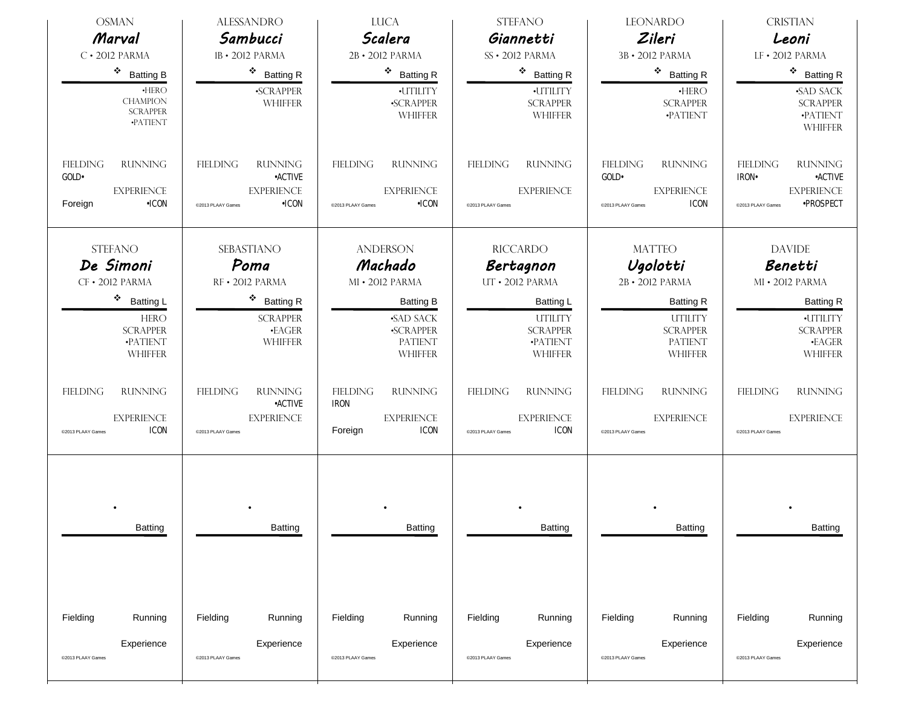OSMAN
**Marval**
C • 2012 PARMA
❖ Batting B

•HERO
CHAMPION
SCRAPPER
•PATIENT

FIELDING RUNNING
GOLD•
EXPERIENCE
Foreign •ICON

---

ALESSANDRO
**Sambucci**
1B • 2012 PARMA
❖ Batting R

•SCRAPPER
WHIFFER

FIELDING RUNNING
•ACTIVE
EXPERIENCE
•ICON
©2013 PLAAY Games

---

LUCA
**Scalera**
2B • 2012 PARMA
❖ Batting R

•UTILITY
•SCRAPPER
WHIFFER

FIELDING RUNNING
EXPERIENCE
•ICON
©2013 PLAAY Games

---

STEFANO
**Giannetti**
SS • 2012 PARMA
❖ Batting R

•UTILITY
SCRAPPER
WHIFFER

FIELDING RUNNING
EXPERIENCE
©2013 PLAAY Games

---

LEONARDO
**Zileri**
3B • 2012 PARMA
❖ Batting R

•HERO
SCRAPPER
•PATIENT

FIELDING RUNNING
GOLD•
EXPERIENCE
ICON
©2013 PLAAY Games

---

CRISTIAN
**Leoni**
LF • 2012 PARMA
❖ Batting R

•SAD SACK
SCRAPPER
•PATIENT
WHIFFER

FIELDING RUNNING
IRON• •ACTIVE
EXPERIENCE
•PROSPECT
©2013 PLAAY Games

---

STEFANO
**De Simoni**
CF • 2012 PARMA
❖ Batting L

HERO
SCRAPPER
•PATIENT
WHIFFER

FIELDING RUNNING
EXPERIENCE
ICON
©2013 PLAAY Games

---

SEBASTIANO
**Poma**
RF • 2012 PARMA
❖ Batting R

SCRAPPER
•EAGER
WHIFFER

FIELDING RUNNING
•ACTIVE
EXPERIENCE
©2013 PLAAY Games

---

ANDERSON
**Machado**
MI • 2012 PARMA
Batting B

•SAD SACK
•SCRAPPER
PATIENT
WHIFFER

FIELDING RUNNING
IRON
EXPERIENCE
Foreign ICON

---

RICCARDO
**Bertagnon**
UT • 2012 PARMA
Batting L

UTILITY
SCRAPPER
•PATIENT
WHIFFER

FIELDING RUNNING
EXPERIENCE
ICON
©2013 PLAAY Games

---

MATTEO
**Ugolotti**
2B • 2012 PARMA
Batting R

UTILITY
SCRAPPER
PATIENT
WHIFFER

FIELDING RUNNING
EXPERIENCE
©2013 PLAAY Games

---

DAVIDE
**Benetti**
MI • 2012 PARMA
Batting R

•UTILITY
SCRAPPER
•EAGER
WHIFFER

FIELDING RUNNING
EXPERIENCE
©2013 PLAAY Games

---

•
Batting

Fielding Running
Experience
©2013 PLAAY Games

---

•
Batting

Fielding Running
Experience
©2013 PLAAY Games

---

•
Batting

Fielding Running
Experience
©2013 PLAAY Games

---

•
Batting

Fielding Running
Experience
©2013 PLAAY Games

---

•
Batting

Fielding Running
Experience
©2013 PLAAY Games

---

•
Batting

Fielding Running
Experience
©2013 PLAAY Games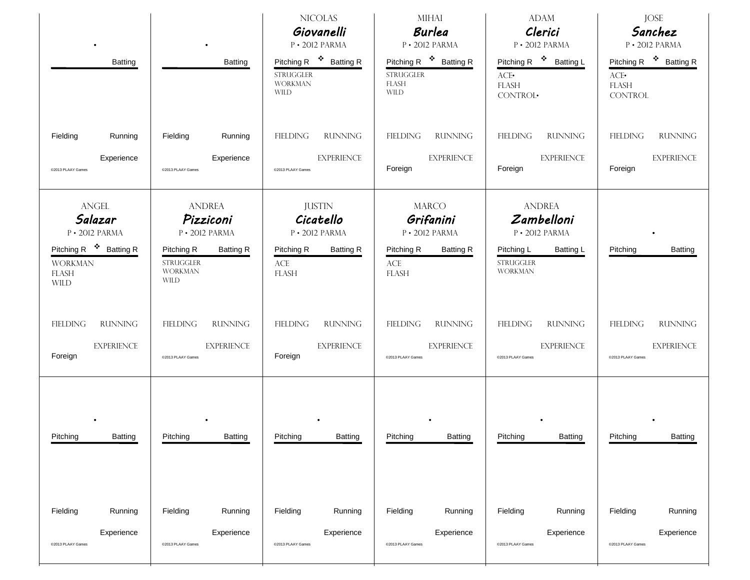•

Batting

Fielding Running

Experience

©2013 PLAAY Games

•

Batting

Fielding Running

Experience

©2013 PLAAY Games

NICOLAS
*Giovanelli*
P • 2012 PARMA

Pitching R ❖ Batting R

STRUGGLER
WORKMAN
WILD

FIELDING RUNNING

EXPERIENCE

©2013 PLAAY Games

MIHAI
*Burlea*
P • 2012 PARMA

Pitching R ❖ Batting R

STRUGGLER
FLASH
WILD

FIELDING RUNNING

EXPERIENCE

Foreign

ADAM
*Clerici*
P • 2012 PARMA

Pitching R ❖ Batting L

ACE•
FLASH
CONTROL•

FIELDING RUNNING

EXPERIENCE

Foreign

JOSE
*Sanchez*
P • 2012 PARMA

Pitching R ❖ Batting R

ACE•
FLASH
CONTROL

FIELDING RUNNING

EXPERIENCE

Foreign

ANGEL
*Salazar*
P • 2012 PARMA

Pitching R ❖ Batting R

WORKMAN
FLASH
WILD

FIELDING RUNNING

EXPERIENCE

Foreign

ANDREA
*Pizziconi*
P • 2012 PARMA

Pitching R Batting R

STRUGGLER
WORKMAN
WILD

FIELDING RUNNING

EXPERIENCE

©2013 PLAAY Games

JUSTIN
*Cicatello*
P • 2012 PARMA

Pitching R Batting R

ACE
FLASH

FIELDING RUNNING

EXPERIENCE

Foreign

MARCO
*Grifanini*
P • 2012 PARMA

Pitching R ❖ Batting R

ACE
FLASH

FIELDING RUNNING

EXPERIENCE

©2013 PLAAY Games

ANDREA
*Zambelloni*
P • 2012 PARMA

Pitching L ❖ Batting L

STRUGGLER
WORKMAN

FIELDING RUNNING

EXPERIENCE

©2013 PLAAY Games

•

Pitching Batting

FIELDING RUNNING

EXPERIENCE

©2013 PLAAY Games

•

Pitching Batting

Fielding Running

Experience

©2013 PLAAY Games

•

Pitching Batting

Fielding Running

Experience

©2013 PLAAY Games

•

Pitching Batting

Fielding Running

Experience

©2013 PLAAY Games

•

Pitching Batting

Fielding Running

Experience

©2013 PLAAY Games

•

Pitching Batting

Fielding Running

Experience

©2013 PLAAY Games

•

Pitching Batting

Fielding Running

Experience

©2013 PLAAY Games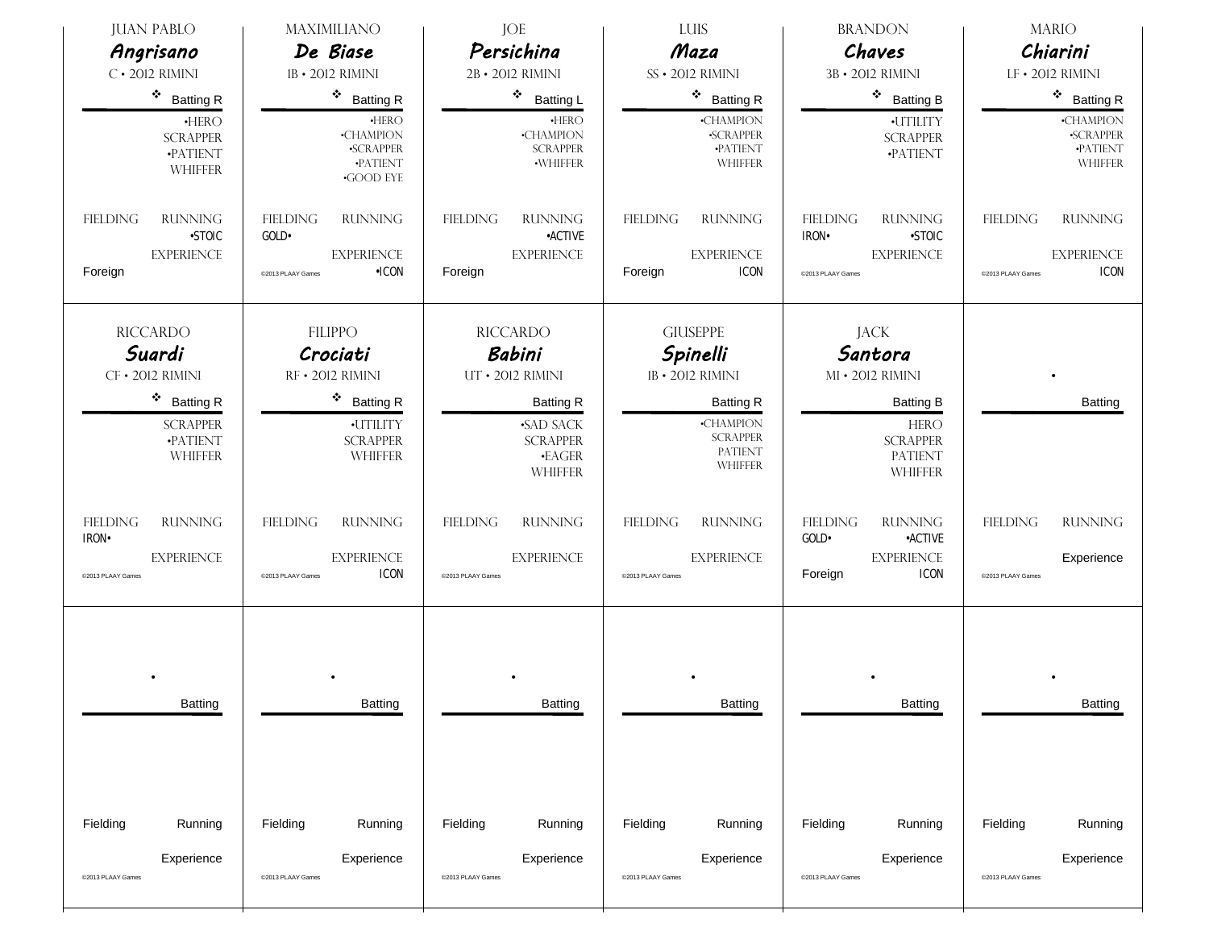JUAN PABLO
***Angrisano***
C • 2012 RIMINI
❖ Batting R

•HERO
SCRAPPER
•PATIENT
WHIFFER

FIELDING RUNNING
•STOIC
EXPERIENCE
Foreign

---

MAXIMILIANO
***De Biase***
1B • 2012 RIMINI
❖ Batting R

•HERO
•CHAMPION
•SCRAPPER
•PATIENT
•GOOD EYE

FIELDING RUNNING
GOLD•
EXPERIENCE
©2013 PLAAY Games •ICON

---

JOE
***Persichina***
2B • 2012 RIMINI
❖ Batting L

•HERO
•CHAMPION
SCRAPPER
•WHIFFER

FIELDING RUNNING
•ACTIVE
EXPERIENCE
Foreign

---

LUIS
***Maza***
SS • 2012 RIMINI
❖ Batting R

•CHAMPION
•SCRAPPER
•PATIENT
WHIFFER

FIELDING RUNNING
EXPERIENCE
Foreign ICON

---

BRANDON
***Chaves***
3B • 2012 RIMINI
❖ Batting B

•UTILITY
SCRAPPER
•PATIENT

FIELDING RUNNING
IRON• •STOIC
EXPERIENCE
©2013 PLAAY Games

---

MARIO
***Chiarini***
LF • 2012 RIMINI
❖ Batting R

•CHAMPION
•SCRAPPER
•PATIENT
WHIFFER

FIELDING RUNNING
EXPERIENCE
©2013 PLAAY Games ICON

---

RICCARDO
***Suardi***
CF • 2012 RIMINI
❖ Batting R

SCRAPPER
•PATIENT
WHIFFER

FIELDING RUNNING
IRON•
EXPERIENCE
©2013 PLAAY Games

---

FILIPPO
***Crociati***
RF • 2012 RIMINI
❖ Batting R

•UTILITY
SCRAPPER
WHIFFER

FIELDING RUNNING
EXPERIENCE
©2013 PLAAY Games ICON

---

RICCARDO
***Babini***
UT • 2012 RIMINI
Batting R

•SAD SACK
SCRAPPER
•EAGER
WHIFFER

FIELDING RUNNING
EXPERIENCE
©2013 PLAAY Games

---

GIUSEPPE
***Spinelli***
1B • 2012 RIMINI
Batting R

•CHAMPION
SCRAPPER
PATIENT
WHIFFER

FIELDING RUNNING
EXPERIENCE
©2013 PLAAY Games

---

JACK
***Santora***
MI • 2012 RIMINI
Batting B

HERO
SCRAPPER
PATIENT
WHIFFER

FIELDING RUNNING
GOLD• •ACTIVE
EXPERIENCE
Foreign ICON

---

•
Batting

FIELDING RUNNING
Experience
©2013 PLAAY Games

---

•
Batting

Fielding Running
Experience
©2013 PLAAY Games

---

•
Batting

Fielding Running
Experience
©2013 PLAAY Games

---

•
Batting

Fielding Running
Experience
©2013 PLAAY Games

---

•
Batting

Fielding Running
Experience
©2013 PLAAY Games

---

•
Batting

Fielding Running
Experience
©2013 PLAAY Games

---

•
Batting

Fielding Running
Experience
©2013 PLAAY Games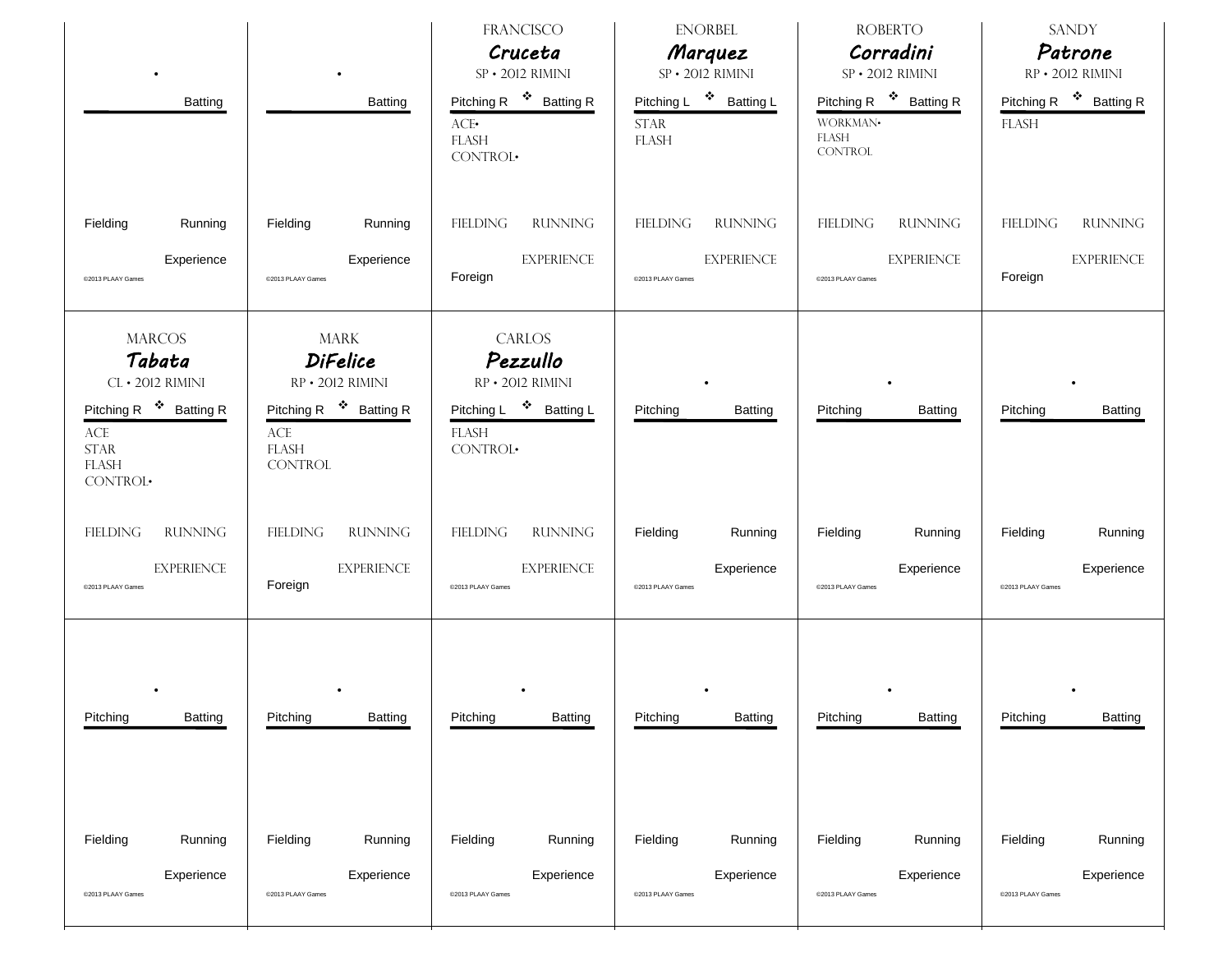| • | • | FRANCISCO *Cruceta* SP • 2012 RIMINI | ENORBEL *Marquez* SP • 2012 RIMINI | ROBERTO *Corradini* SP • 2012 RIMINI | SANDY *Patrone* RP • 2012 RIMINI |
|---|---|---|---|---|---|
| Batting | Batting | Pitching R ❖ Batting R | Pitching L ❖ Batting L | Pitching R ❖ Batting R | Pitching R ❖ Batting R |
| | | ACE• FLASH CONTROL• | STAR FLASH | WORKMAN• FLASH CONTROL | FLASH |
| Fielding Running | Fielding Running | FIELDING RUNNING | FIELDING RUNNING | FIELDING RUNNING | FIELDING RUNNING |
| Experience | Experience | EXPERIENCE Foreign | EXPERIENCE | EXPERIENCE | EXPERIENCE Foreign |
| ©2013 PLAAY Games | ©2013 PLAAY Games | | ©2013 PLAAY Games | ©2013 PLAAY Games | |

| MARCOS *Tabata* CL • 2012 RIMINI | MARK *DiFelice* RP • 2012 RIMINI | CARLOS *Pezzullo* RP • 2012 RIMINI | • | • | • |
|---|---|---|---|---|---|
| Pitching R ❖ Batting R | Pitching R ❖ Batting R | Pitching L ❖ Batting L | Pitching Batting | Pitching Batting | Pitching Batting |
| ACE STAR FLASH CONTROL• | ACE FLASH CONTROL | FLASH CONTROL• | | | |
| FIELDING RUNNING | FIELDING RUNNING | FIELDING RUNNING | Fielding Running | Fielding Running | Fielding Running |
| EXPERIENCE | EXPERIENCE Foreign | EXPERIENCE | Experience | Experience | Experience |
| ©2013 PLAAY Games | | ©2013 PLAAY Games | ©2013 PLAAY Games | ©2013 PLAAY Games | ©2013 PLAAY Games |

| • | • | • | • | • | • |
|---|---|---|---|---|---|
| Pitching Batting | Pitching Batting | Pitching Batting | Pitching Batting | Pitching Batting | Pitching Batting |
| Fielding Running | Fielding Running | Fielding Running | Fielding Running | Fielding Running | Fielding Running |
| Experience | Experience | Experience | Experience | Experience | Experience |
| ©2013 PLAAY Games | ©2013 PLAAY Games | ©2013 PLAAY Games | ©2013 PLAAY Games | ©2013 PLAAY Games | ©2013 PLAAY Games |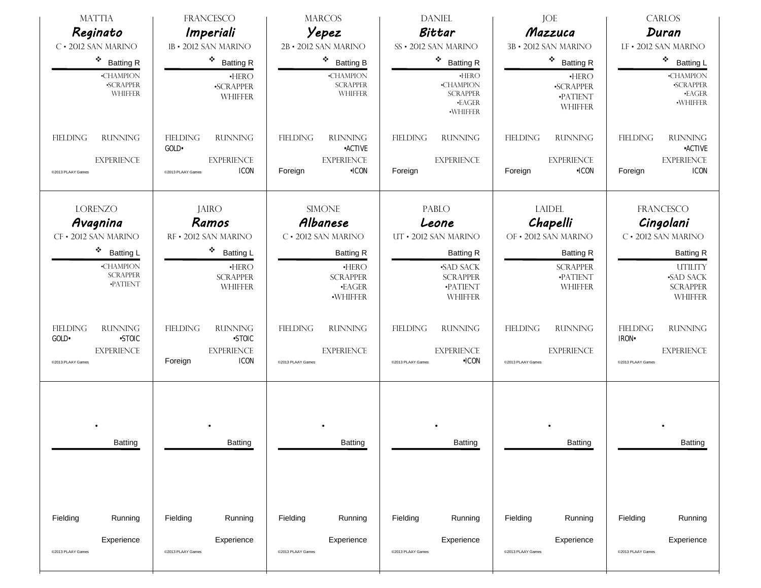MATTIA
**Reginato**
C • 2012 SAN MARINO
❖ Batting R

•CHAMPION
•SCRAPPER
WHIFFER

FIELDING RUNNING

EXPERIENCE

©2013 PLAAY Games

---

FRANCESCO
**Imperiali**
1B • 2012 SAN MARINO
❖ Batting R

•HERO
•SCRAPPER
WHIFFER

FIELDING RUNNING
GOLD•

EXPERIENCE
ICON

©2013 PLAAY Games

---

MARCOS
**Yepez**
2B • 2012 SAN MARINO
❖ Batting B

•CHAMPION
SCRAPPER
WHIFFER

FIELDING RUNNING
•ACTIVE

EXPERIENCE
Foreign •ICON

---

DANIEL
**Bittar**
SS • 2012 SAN MARINO
❖ Batting R

•HERO
•CHAMPION
SCRAPPER
•EAGER
•WHIFFER

FIELDING RUNNING

EXPERIENCE
Foreign

---

JOE
**Mazzuca**
3B • 2012 SAN MARINO
❖ Batting R

•HERO
•SCRAPPER
•PATIENT
WHIFFER

FIELDING RUNNING

EXPERIENCE
Foreign •ICON

---

CARLOS
**Duran**
LF • 2012 SAN MARINO
❖ Batting L

•CHAMPION
•SCRAPPER
•EAGER
•WHIFFER

FIELDING RUNNING
•ACTIVE

EXPERIENCE
Foreign ICON

---

LORENZO
**Avagnina**
CF • 2012 SAN MARINO
❖ Batting L

•CHAMPION
SCRAPPER
•PATIENT

FIELDING RUNNING
GOLD• •STOIC

EXPERIENCE

©2013 PLAAY Games

---

JAIRO
**Ramos**
RF • 2012 SAN MARINO
❖ Batting L

•HERO
SCRAPPER
WHIFFER

FIELDING RUNNING
•STOIC

EXPERIENCE
Foreign ICON

---

SIMONE
**Albanese**
C • 2012 SAN MARINO
Batting R

•HERO
SCRAPPER
•EAGER
•WHIFFER

FIELDING RUNNING

EXPERIENCE

©2013 PLAAY Games

---

PABLO
**Leone**
UT • 2012 SAN MARINO
Batting R

•SAD SACK
SCRAPPER
•PATIENT
WHIFFER

FIELDING RUNNING

EXPERIENCE
•ICON

©2013 PLAAY Games

---

LAIDEL
**Chapelli**
OF • 2012 SAN MARINO
Batting R

SCRAPPER
•PATIENT
WHIFFER

FIELDING RUNNING

EXPERIENCE

©2013 PLAAY Games

---

FRANCESCO
**Cingolani**
C • 2012 SAN MARINO
Batting R

UTILITY
•SAD SACK
SCRAPPER
WHIFFER

FIELDING RUNNING
IRON•

EXPERIENCE

©2013 PLAAY Games

---

•
Batting

Fielding Running

Experience

©2013 PLAAY Games

---

•
Batting

Fielding Running

Experience

©2013 PLAAY Games

---

•
Batting

Fielding Running

Experience

©2013 PLAAY Games

---

•
Batting

Fielding Running

Experience

©2013 PLAAY Games

---

•
Batting

Fielding Running

Experience

©2013 PLAAY Games

---

•
Batting

Fielding Running

Experience

©2013 PLAAY Games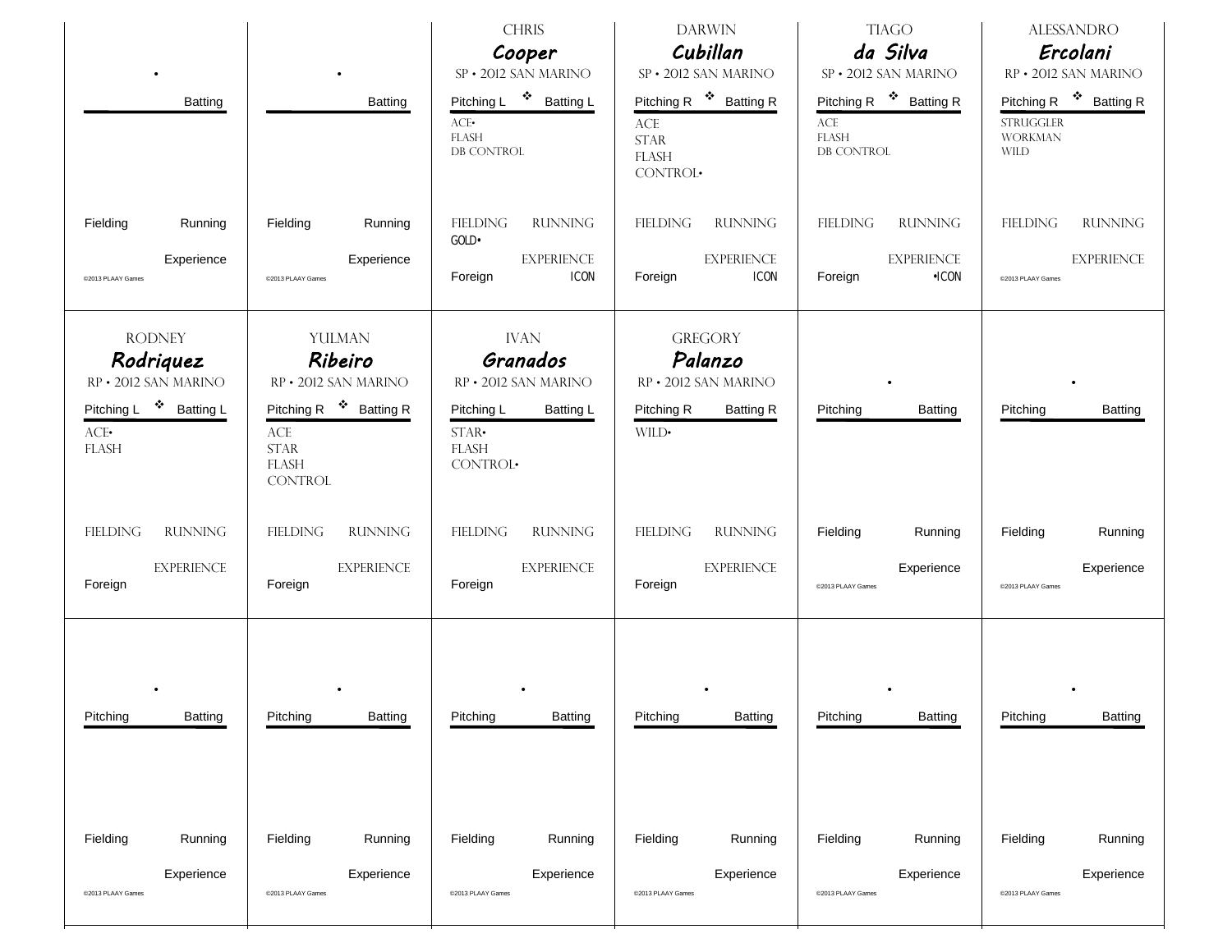•

Batting

Fielding Running

Experience

©2013 PLAAY Games

•

Batting

Fielding Running

Experience

©2013 PLAAY Games

CHRIS
**Cooper**
SP • 2012 SAN MARINO

Pitching L ❖ Batting L

ACE•
FLASH
DB CONTROL

FIELDING RUNNING
GOLD•

EXPERIENCE
Foreign ICON

DARWIN
**Cubillan**
SP • 2012 SAN MARINO

Pitching R ❖ Batting R

ACE
STAR
FLASH
CONTROL•

FIELDING RUNNING

EXPERIENCE
Foreign ICON

TIAGO
**da Silva**
SP • 2012 SAN MARINO

Pitching R ❖ Batting R

ACE
FLASH
DB CONTROL

FIELDING RUNNING

EXPERIENCE
Foreign •ICON

ALESSANDRO
**Ercolani**
RP • 2012 SAN MARINO

Pitching R ❖ Batting R

STRUGGLER
WORKMAN
WILD

FIELDING RUNNING

EXPERIENCE

©2013 PLAAY Games

RODNEY
**Rodriquez**
RP • 2012 SAN MARINO

Pitching L ❖ Batting L

ACE•
FLASH

FIELDING RUNNING

EXPERIENCE
Foreign

YULMAN
**Ribeiro**
RP • 2012 SAN MARINO

Pitching R ❖ Batting R

ACE
STAR
FLASH
CONTROL

FIELDING RUNNING

EXPERIENCE
Foreign

IVAN
**Granados**
RP • 2012 SAN MARINO

Pitching L Batting L

STAR•
FLASH
CONTROL•

FIELDING RUNNING

EXPERIENCE
Foreign

GREGORY
**Palanzo**
RP • 2012 SAN MARINO

Pitching R Batting R

WILD•

FIELDING RUNNING

EXPERIENCE
Foreign

•

Pitching Batting

Fielding Running

Experience

©2013 PLAAY Games

•

Pitching Batting

Fielding Running

Experience

©2013 PLAAY Games

•

Pitching Batting

Fielding Running

Experience

©2013 PLAAY Games

•

Pitching Batting

Fielding Running

Experience

©2013 PLAAY Games

•

Pitching Batting

Fielding Running

Experience

©2013 PLAAY Games

•

Pitching Batting

Fielding Running

Experience

©2013 PLAAY Games

•

Pitching Batting

Fielding Running

Experience

©2013 PLAAY Games

•

Pitching Batting

Fielding Running

Experience

©2013 PLAAY Games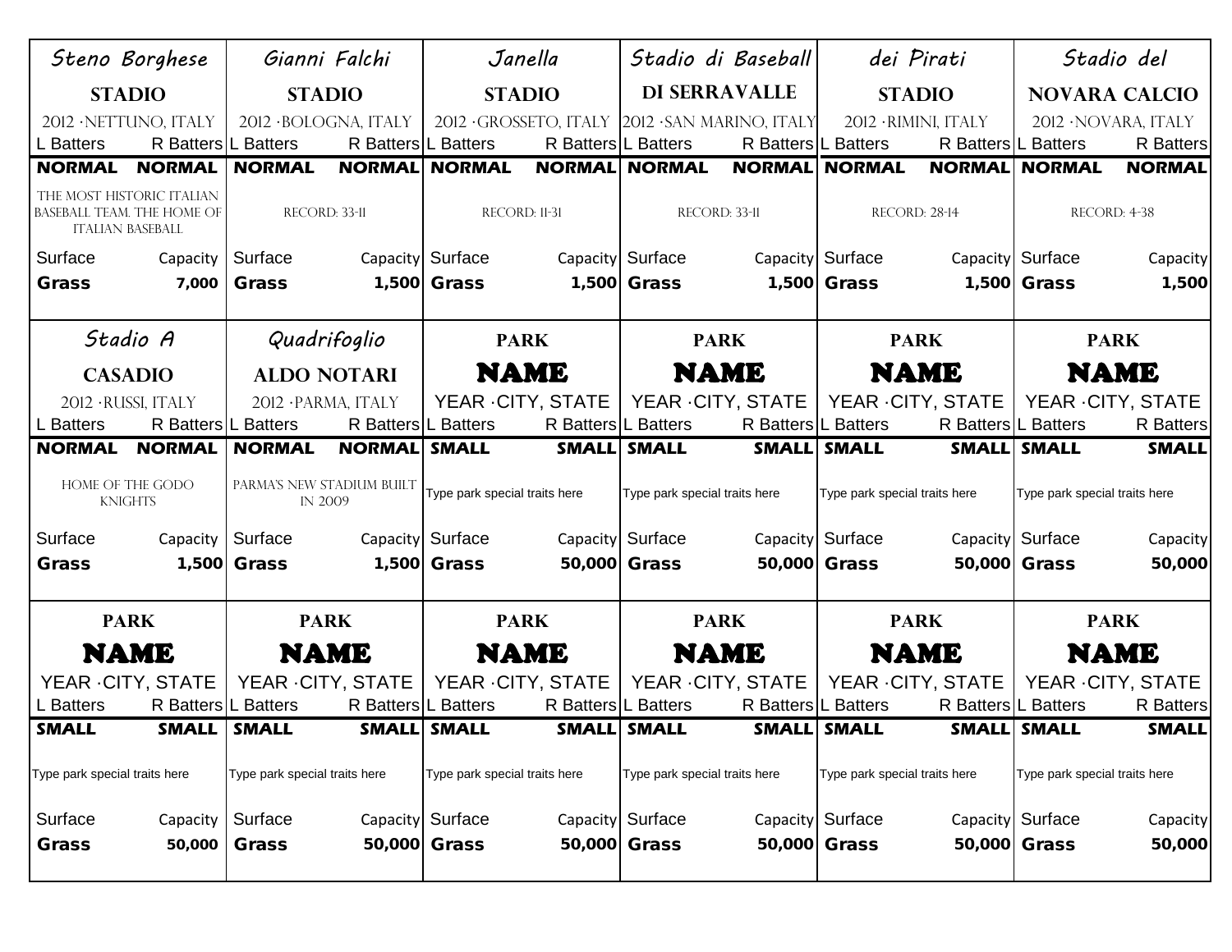| Steno Borghese STADIO | Gianni Falchi STADIO | Janella STADIO | Stadio di Baseball DI SERRAVALLE | dei Pirati STADIO | Stadio del NOVARA CALCIO |
|---|---|---|---|---|---|
| 2012 ·NETTUNO, ITALY | 2012 ·BOLOGNA, ITALY | 2012 ·GROSSETO, ITALY | 2012 ·SAN MARINO, ITALY | 2012 ·RIMINI, ITALY | 2012 ·NOVARA, ITALY |
| L Batters: **NORMAL** / R Batters: **NORMAL** | L Batters: **NORMAL** / R Batters: **NORMAL** | L Batters: **NORMAL** / R Batters: **NORMAL** | L Batters: **NORMAL** / R Batters: **NORMAL** | L Batters: **NORMAL** / R Batters: **NORMAL** | L Batters: **NORMAL** / R Batters: **NORMAL** |
| THE MOST HISTORIC ITALIAN BASEBALL TEAM. THE HOME OF ITALIAN BASEBALL | RECORD: 33-11 | RECORD: 11-31 | RECORD: 33-11 | RECORD: 28-14 | RECORD: 4-38 |
| Surface: **Grass** / Capacity: **7,000** | Surface: **Grass** / Capacity: **1,500** | Surface: **Grass** / Capacity: **1,500** | Surface: **Grass** / Capacity: **1,500** | Surface: **Grass** / Capacity: **1,500** | Surface: **Grass** / Capacity: **1,500** |

| Stadio A CASADIO | Quadrifoglio ALDO NOTARI | PARK NAME | PARK NAME | PARK NAME | PARK NAME |
|---|---|---|---|---|---|
| 2012 ·RUSSI, ITALY | 2012 ·PARMA, ITALY | YEAR ·CITY, STATE | YEAR ·CITY, STATE | YEAR ·CITY, STATE | YEAR ·CITY, STATE |
| L Batters: **NORMAL** / R Batters: **NORMAL** | L Batters: **NORMAL** / R Batters: **NORMAL** | L Batters: **SMALL** / R Batters: **SMALL** | L Batters: **SMALL** / R Batters: **SMALL** | L Batters: **SMALL** / R Batters: **SMALL** | L Batters: **SMALL** / R Batters: **SMALL** |
| HOME OF THE GODO KNIGHTS | PARMA'S NEW STADIUM BUILT IN 2009 | Type park special traits here | Type park special traits here | Type park special traits here | Type park special traits here |
| Surface: **Grass** / Capacity: **1,500** | Surface: **Grass** / Capacity: **1,500** | Surface: **Grass** / Capacity: **50,000** | Surface: **Grass** / Capacity: **50,000** | Surface: **Grass** / Capacity: **50,000** | Surface: **Grass** / Capacity: **50,000** |

| PARK NAME | PARK NAME | PARK NAME | PARK NAME | PARK NAME | PARK NAME |
|---|---|---|---|---|---|
| YEAR ·CITY, STATE | YEAR ·CITY, STATE | YEAR ·CITY, STATE | YEAR ·CITY, STATE | YEAR ·CITY, STATE | YEAR ·CITY, STATE |
| L Batters: **SMALL** / R Batters: **SMALL** | L Batters: **SMALL** / R Batters: **SMALL** | L Batters: **SMALL** / R Batters: **SMALL** | L Batters: **SMALL** / R Batters: **SMALL** | L Batters: **SMALL** / R Batters: **SMALL** | L Batters: **SMALL** / R Batters: **SMALL** |
| Type park special traits here | Type park special traits here | Type park special traits here | Type park special traits here | Type park special traits here | Type park special traits here |
| Surface: **Grass** / Capacity: **50,000** | Surface: **Grass** / Capacity: **50,000** | Surface: **Grass** / Capacity: **50,000** | Surface: **Grass** / Capacity: **50,000** | Surface: **Grass** / Capacity: **50,000** | Surface: **Grass** / Capacity: **50,000** |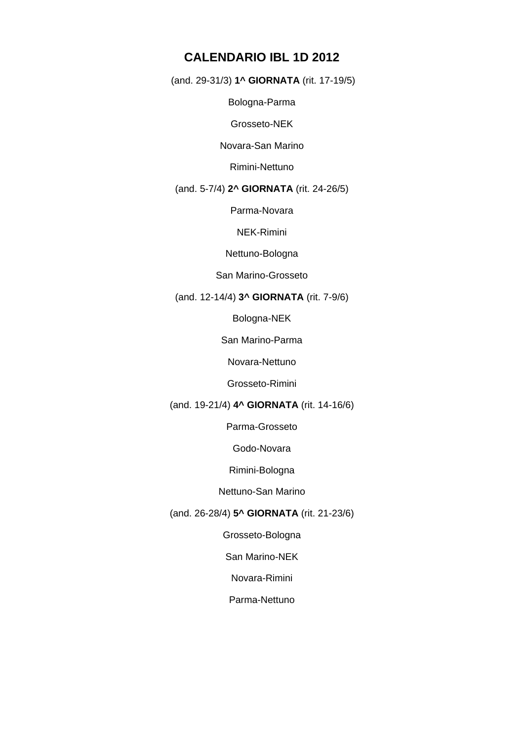# CALENDARIO IBL 1D 2012

(and. 29-31/3) **1^ GIORNATA** (rit. 17-19/5)

Bologna-Parma

Grosseto-NEK

Novara-San Marino

Rimini-Nettuno

(and. 5-7/4) **2^ GIORNATA** (rit. 24-26/5)

Parma-Novara

NEK-Rimini

Nettuno-Bologna

San Marino-Grosseto

(and. 12-14/4) **3^ GIORNATA** (rit. 7-9/6)

Bologna-NEK

San Marino-Parma

Novara-Nettuno

Grosseto-Rimini

(and. 19-21/4) **4^ GIORNATA** (rit. 14-16/6)

Parma-Grosseto

Godo-Novara

Rimini-Bologna

Nettuno-San Marino

(and. 26-28/4) **5^ GIORNATA** (rit. 21-23/6)

Grosseto-Bologna

San Marino-NEK

Novara-Rimini

Parma-Nettuno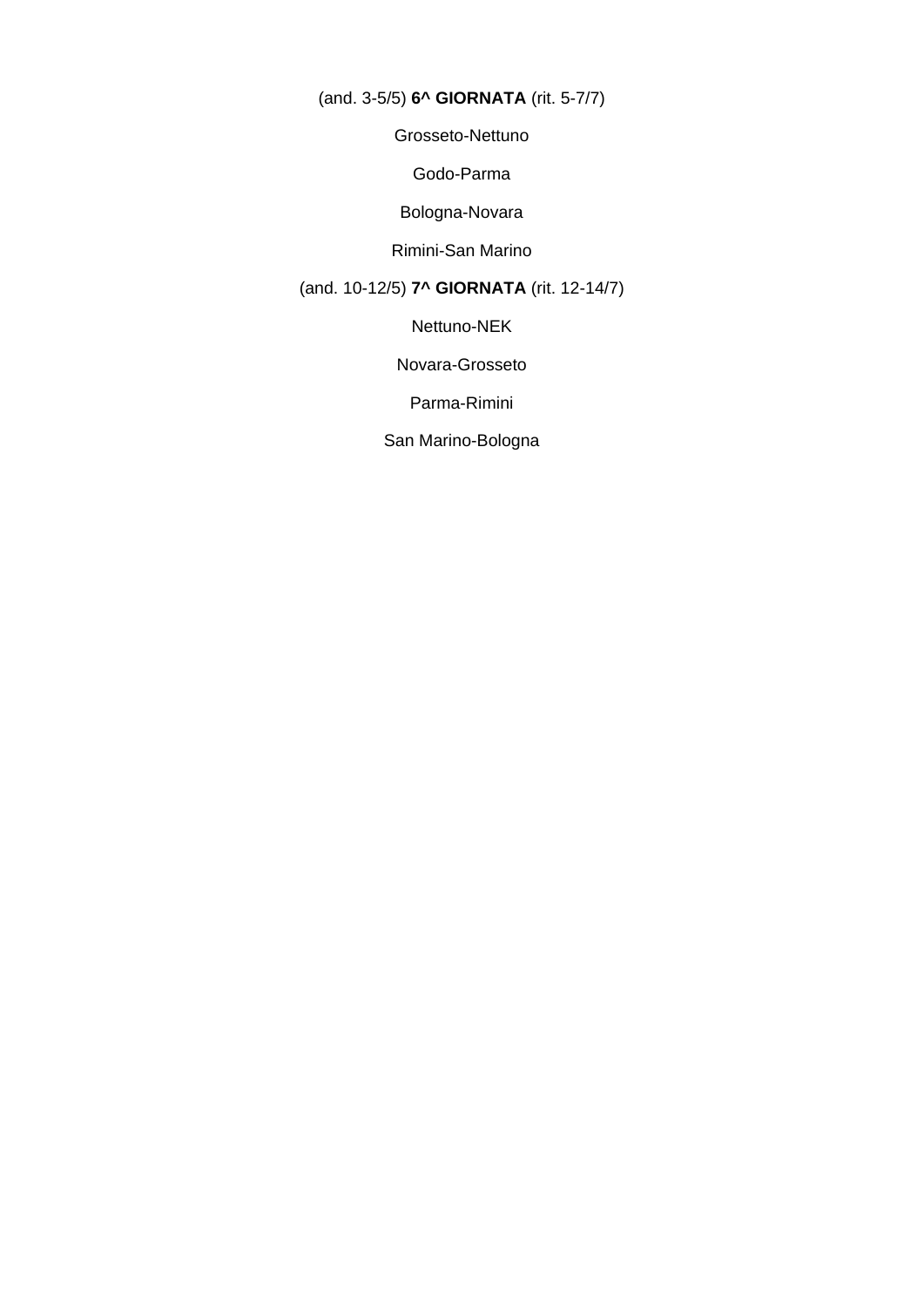(and. 3-5/5) **6^ GIORNATA** (rit. 5-7/7)

Grosseto-Nettuno

Godo-Parma

Bologna-Novara

Rimini-San Marino

(and. 10-12/5) **7^ GIORNATA** (rit. 12-14/7)

Nettuno-NEK

Novara-Grosseto

Parma-Rimini

San Marino-Bologna